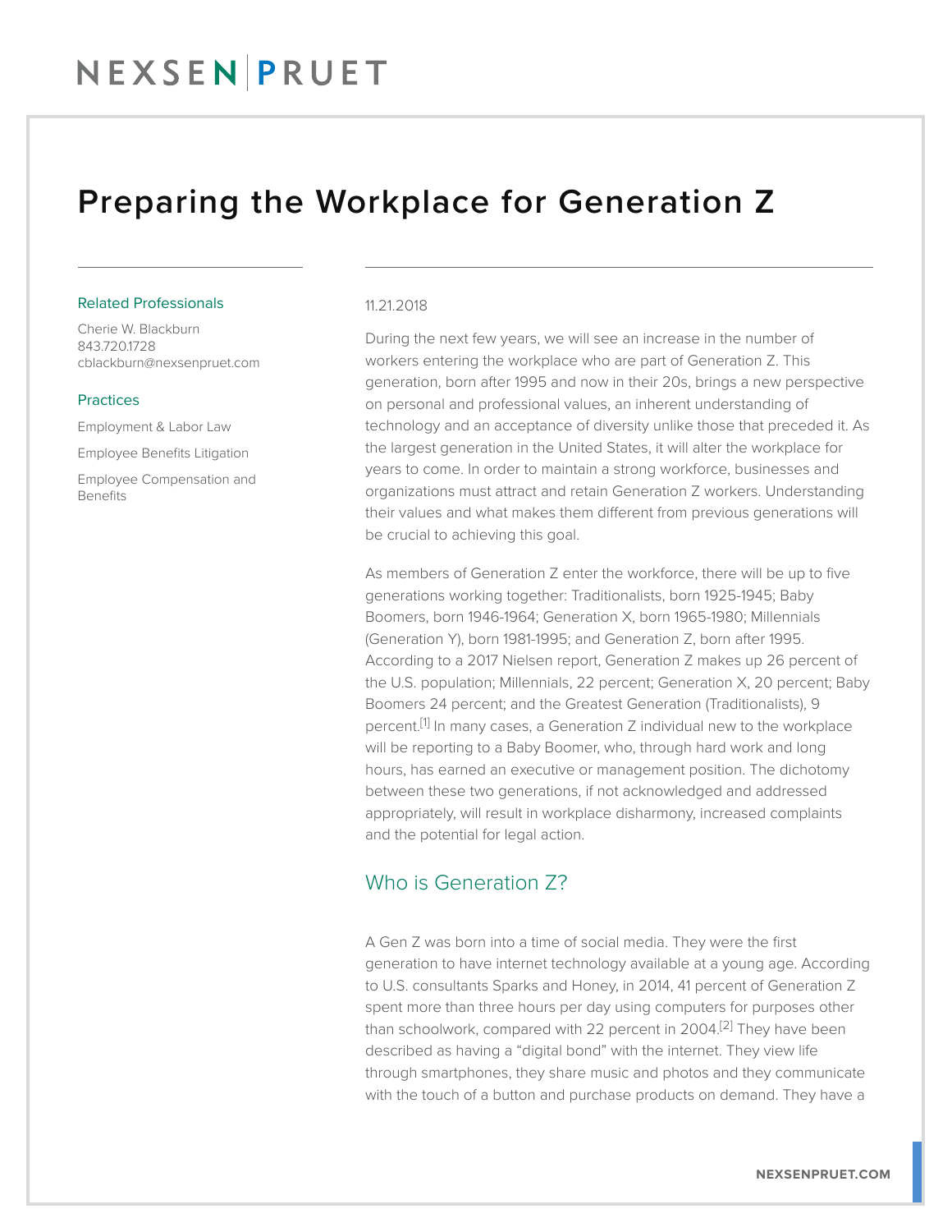# Preparing the Workplace for Generation Z

### Related Professionals

Cherie W. Blackburn
843.720.1728
cblackburn@nexsenpruet.com

### Practices

Employment & Labor Law

Employee Benefits Litigation

Employee Compensation and Benefits

11.21.2018

During the next few years, we will see an increase in the number of workers entering the workplace who are part of Generation Z. This generation, born after 1995 and now in their 20s, brings a new perspective on personal and professional values, an inherent understanding of technology and an acceptance of diversity unlike those that preceded it. As the largest generation in the United States, it will alter the workplace for years to come. In order to maintain a strong workforce, businesses and organizations must attract and retain Generation Z workers. Understanding their values and what makes them different from previous generations will be crucial to achieving this goal.

As members of Generation Z enter the workforce, there will be up to five generations working together: Traditionalists, born 1925-1945; Baby Boomers, born 1946-1964; Generation X, born 1965-1980; Millennials (Generation Y), born 1981-1995; and Generation Z, born after 1995. According to a 2017 Nielsen report, Generation Z makes up 26 percent of the U.S. population; Millennials, 22 percent; Generation X, 20 percent; Baby Boomers 24 percent; and the Greatest Generation (Traditionalists), 9 percent.[1] In many cases, a Generation Z individual new to the workplace will be reporting to a Baby Boomer, who, through hard work and long hours, has earned an executive or management position. The dichotomy between these two generations, if not acknowledged and addressed appropriately, will result in workplace disharmony, increased complaints and the potential for legal action.

## Who is Generation Z?

A Gen Z was born into a time of social media. They were the first generation to have internet technology available at a young age. According to U.S. consultants Sparks and Honey, in 2014, 41 percent of Generation Z spent more than three hours per day using computers for purposes other than schoolwork, compared with 22 percent in 2004.[2] They have been described as having a "digital bond" with the internet. They view life through smartphones, they share music and photos and they communicate with the touch of a button and purchase products on demand. They have a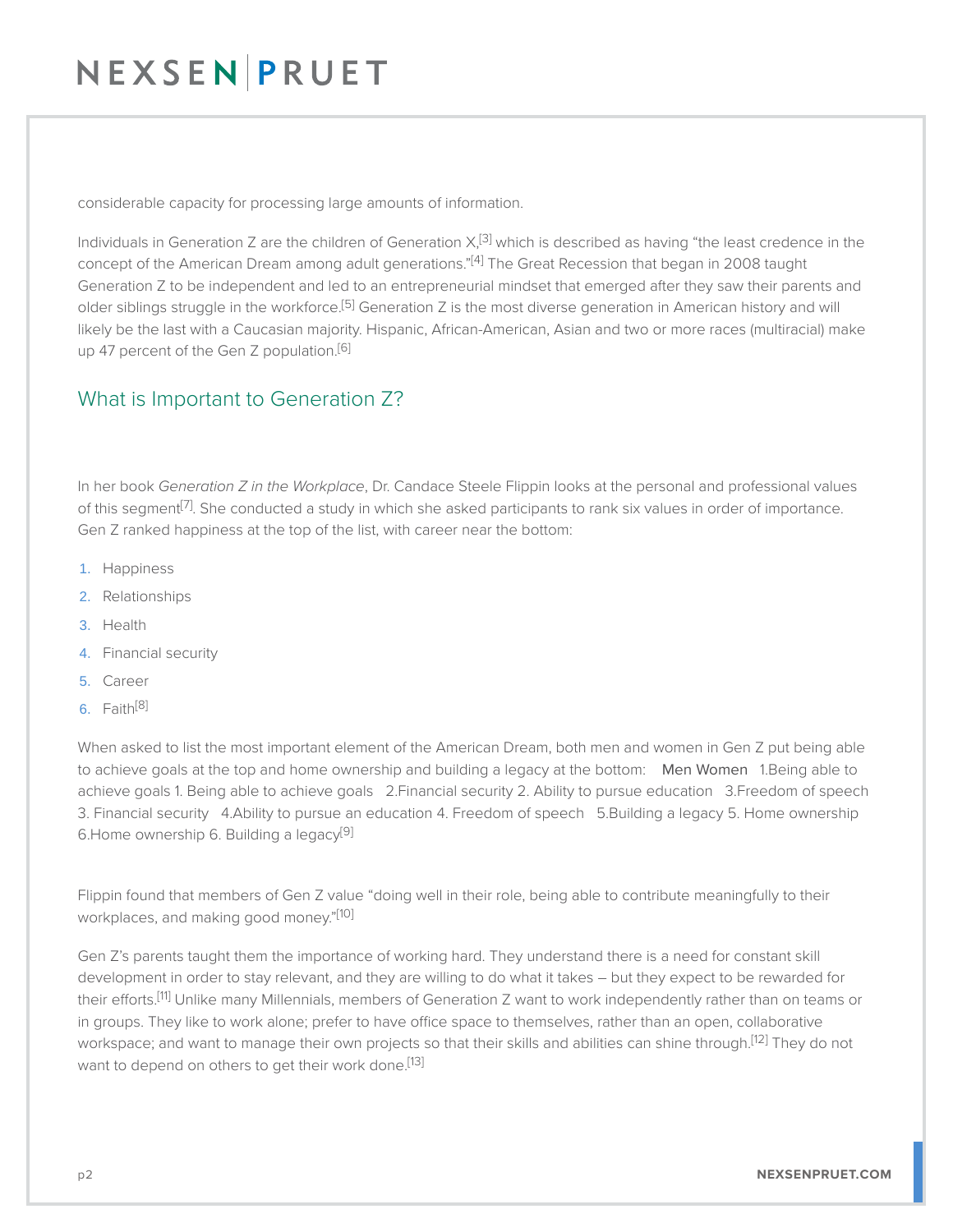considerable capacity for processing large amounts of information.

Individuals in Generation Z are the children of Generation X,[3] which is described as having "the least credence in the concept of the American Dream among adult generations."[4] The Great Recession that began in 2008 taught Generation Z to be independent and led to an entrepreneurial mindset that emerged after they saw their parents and older siblings struggle in the workforce.[5] Generation Z is the most diverse generation in American history and will likely be the last with a Caucasian majority. Hispanic, African-American, Asian and two or more races (multiracial) make up 47 percent of the Gen Z population.[6]

## What is Important to Generation Z?

In her book *Generation Z in the Workplace*, Dr. Candace Steele Flippin looks at the personal and professional values of this segment[7]. She conducted a study in which she asked participants to rank six values in order of importance. Gen Z ranked happiness at the top of the list, with career near the bottom:

1. Happiness
2. Relationships
3. Health
4. Financial security
5. Career
6. Faith[8]

When asked to list the most important element of the American Dream, both men and women in Gen Z put being able to achieve goals at the top and home ownership and building a legacy at the bottom:

| Men | Women |
|---|---|
| 1.Being able to achieve goals | 1. Being able to achieve goals |
| 2.Financial security | 2. Ability to pursue education |
| 3.Freedom of speech | 3. Financial security |
| 4.Ability to pursue an education | 4. Freedom of speech |
| 5.Building a legacy | 5. Home ownership |
| 6.Home ownership | 6. Building a legacy[9] |

Flippin found that members of Gen Z value "doing well in their role, being able to contribute meaningfully to their workplaces, and making good money."[10]

Gen Z's parents taught them the importance of working hard. They understand there is a need for constant skill development in order to stay relevant, and they are willing to do what it takes – but they expect to be rewarded for their efforts.[11] Unlike many Millennials, members of Generation Z want to work independently rather than on teams or in groups. They like to work alone; prefer to have office space to themselves, rather than an open, collaborative workspace; and want to manage their own projects so that their skills and abilities can shine through.[12] They do not want to depend on others to get their work done.[13]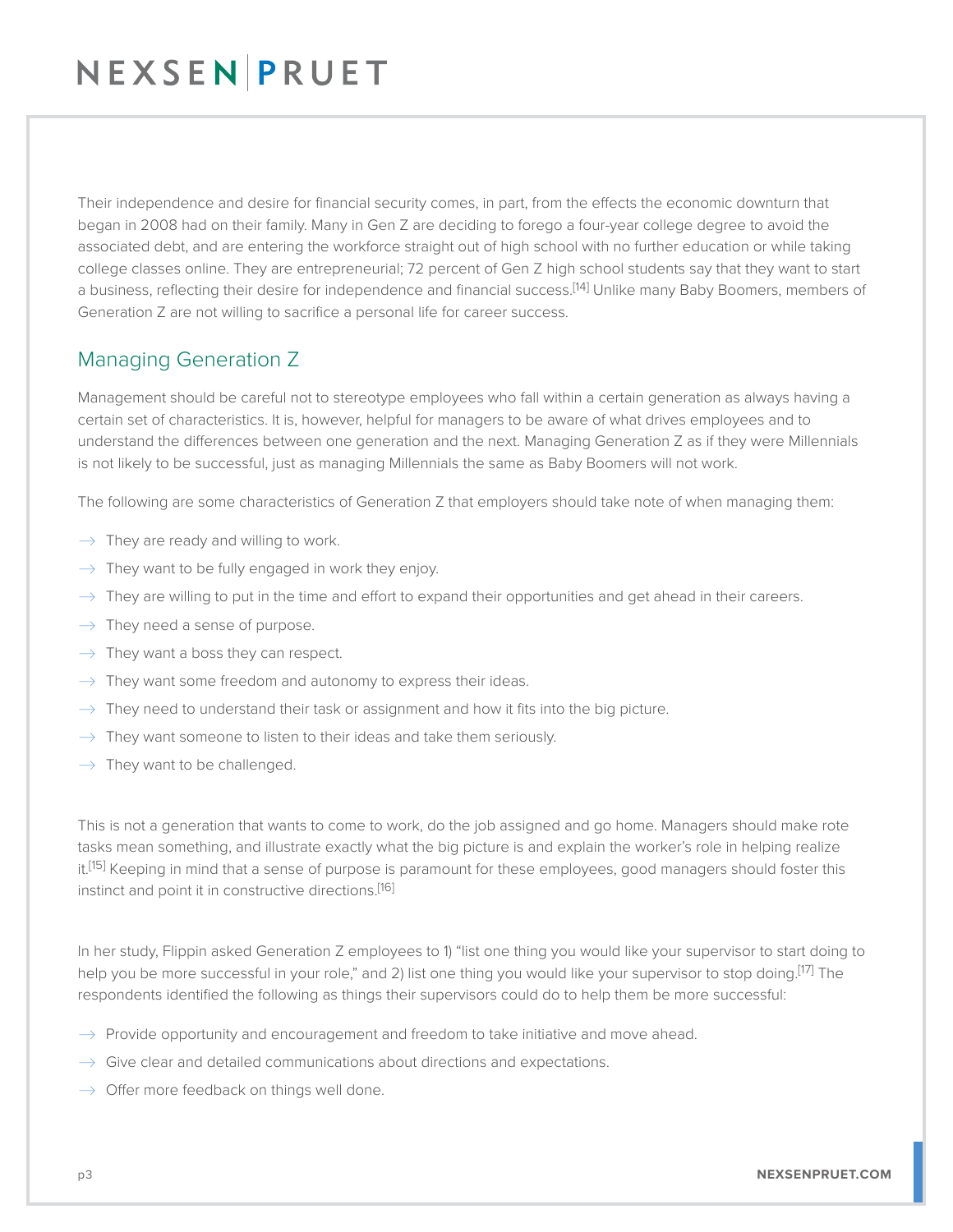Their independence and desire for financial security comes, in part, from the effects the economic downturn that began in 2008 had on their family. Many in Gen Z are deciding to forego a four-year college degree to avoid the associated debt, and are entering the workforce straight out of high school with no further education or while taking college classes online. They are entrepreneurial; 72 percent of Gen Z high school students say that they want to start a business, reflecting their desire for independence and financial success.[14] Unlike many Baby Boomers, members of Generation Z are not willing to sacrifice a personal life for career success.

## Managing Generation Z

Management should be careful not to stereotype employees who fall within a certain generation as always having a certain set of characteristics. It is, however, helpful for managers to be aware of what drives employees and to understand the differences between one generation and the next. Managing Generation Z as if they were Millennials is not likely to be successful, just as managing Millennials the same as Baby Boomers will not work.

The following are some characteristics of Generation Z that employers should take note of when managing them:

- They are ready and willing to work.
- They want to be fully engaged in work they enjoy.
- They are willing to put in the time and effort to expand their opportunities and get ahead in their careers.
- They need a sense of purpose.
- They want a boss they can respect.
- They want some freedom and autonomy to express their ideas.
- They need to understand their task or assignment and how it fits into the big picture.
- They want someone to listen to their ideas and take them seriously.
- They want to be challenged.

This is not a generation that wants to come to work, do the job assigned and go home. Managers should make rote tasks mean something, and illustrate exactly what the big picture is and explain the worker's role in helping realize it.[15] Keeping in mind that a sense of purpose is paramount for these employees, good managers should foster this instinct and point it in constructive directions.[16]

In her study, Flippin asked Generation Z employees to 1) "list one thing you would like your supervisor to start doing to help you be more successful in your role," and 2) list one thing you would like your supervisor to stop doing.[17] The respondents identified the following as things their supervisors could do to help them be more successful:

- Provide opportunity and encouragement and freedom to take initiative and move ahead.
- Give clear and detailed communications about directions and expectations.
- Offer more feedback on things well done.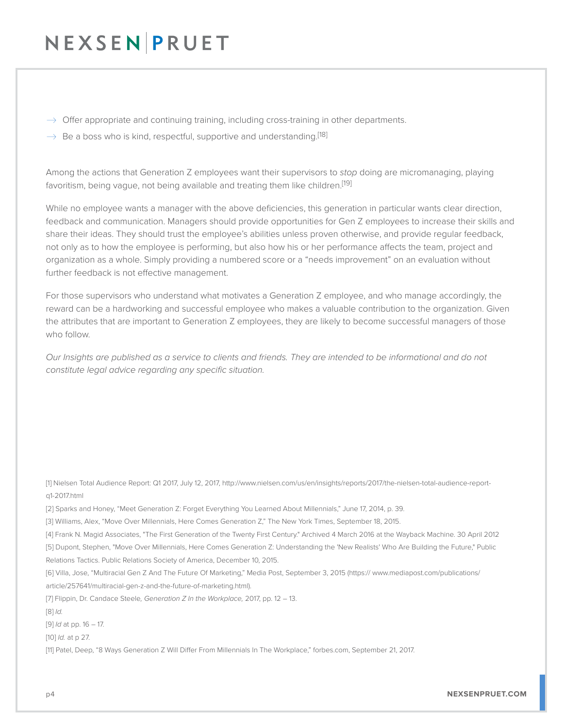- Offer appropriate and continuing training, including cross-training in other departments.
- Be a boss who is kind, respectful, supportive and understanding.[18]

Among the actions that Generation Z employees want their supervisors to *stop* doing are micromanaging, playing favoritism, being vague, not being available and treating them like children.[19]

While no employee wants a manager with the above deficiencies, this generation in particular wants clear direction, feedback and communication. Managers should provide opportunities for Gen Z employees to increase their skills and share their ideas. They should trust the employee's abilities unless proven otherwise, and provide regular feedback, not only as to how the employee is performing, but also how his or her performance affects the team, project and organization as a whole. Simply providing a numbered score or a "needs improvement" on an evaluation without further feedback is not effective management.

For those supervisors who understand what motivates a Generation Z employee, and who manage accordingly, the reward can be a hardworking and successful employee who makes a valuable contribution to the organization. Given the attributes that are important to Generation Z employees, they are likely to become successful managers of those who follow.

*Our Insights are published as a service to clients and friends. They are intended to be informational and do not constitute legal advice regarding any specific situation.*

[1] Nielsen Total Audience Report: Q1 2017, July 12, 2017, http://www.nielsen.com/us/en/insights/reports/2017/the-nielsen-total-audience-report-q1-2017.html

[2] Sparks and Honey, "Meet Generation Z: Forget Everything You Learned About Millennials," June 17, 2014, p. 39.

[3] Williams, Alex, "Move Over Millennials, Here Comes Generation Z," The New York Times, September 18, 2015.

[4] Frank N. Magid Associates, "The First Generation of the Twenty First Century." Archived 4 March 2016 at the Wayback Machine. 30 April 2012

[5] Dupont, Stephen, "Move Over Millennials, Here Comes Generation Z: Understanding the 'New Realists' Who Are Building the Future," Public Relations Tactics. Public Relations Society of America, December 10, 2015.

[6] Villa, Jose, "Multiracial Gen Z And The Future Of Marketing," Media Post, September 3, 2015 (https:// www.mediapost.com/publications/article/257641/multiracial-gen-z-and-the-future-of-marketing.html).

[7] Flippin, Dr. Candace Steele*, Generation Z In the Workplace,* 2017, pp. 12 – 13.

[8] *Id.*

[9] *Id* at pp. 16 – 17.

[10] *Id.* at p 27.

[11] Patel, Deep, "8 Ways Generation Z Will Differ From Millennials In The Workplace," forbes.com, September 21, 2017.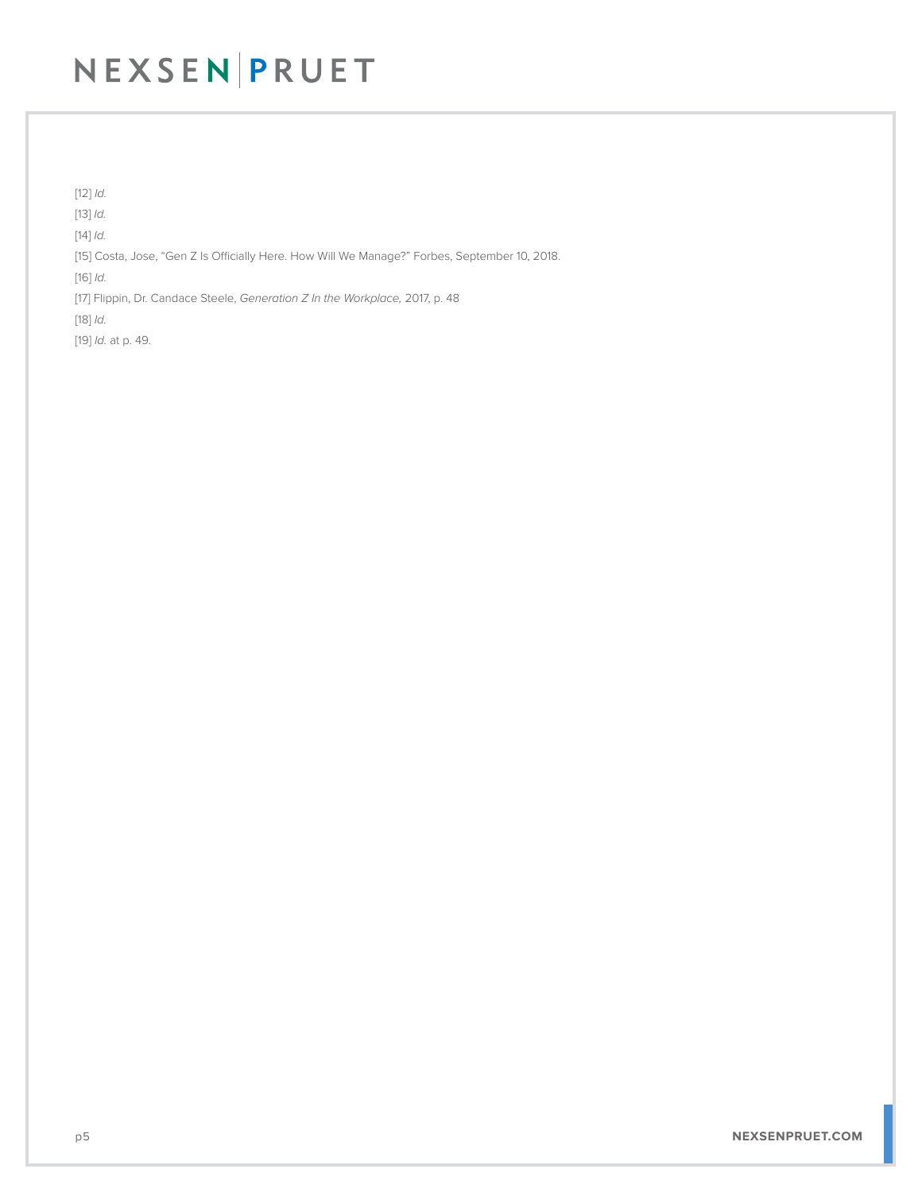[12] *Id.*

[13] *Id.*

[14] *Id.*

[15] Costa, Jose, "Gen Z Is Officially Here. How Will We Manage?" Forbes, September 10, 2018.

[16] *Id.*

[17] Flippin, Dr. Candace Steele, *Generation Z In the Workplace,* 2017, p. 48

[18] *Id.*

[19] *Id.* at p. 49.